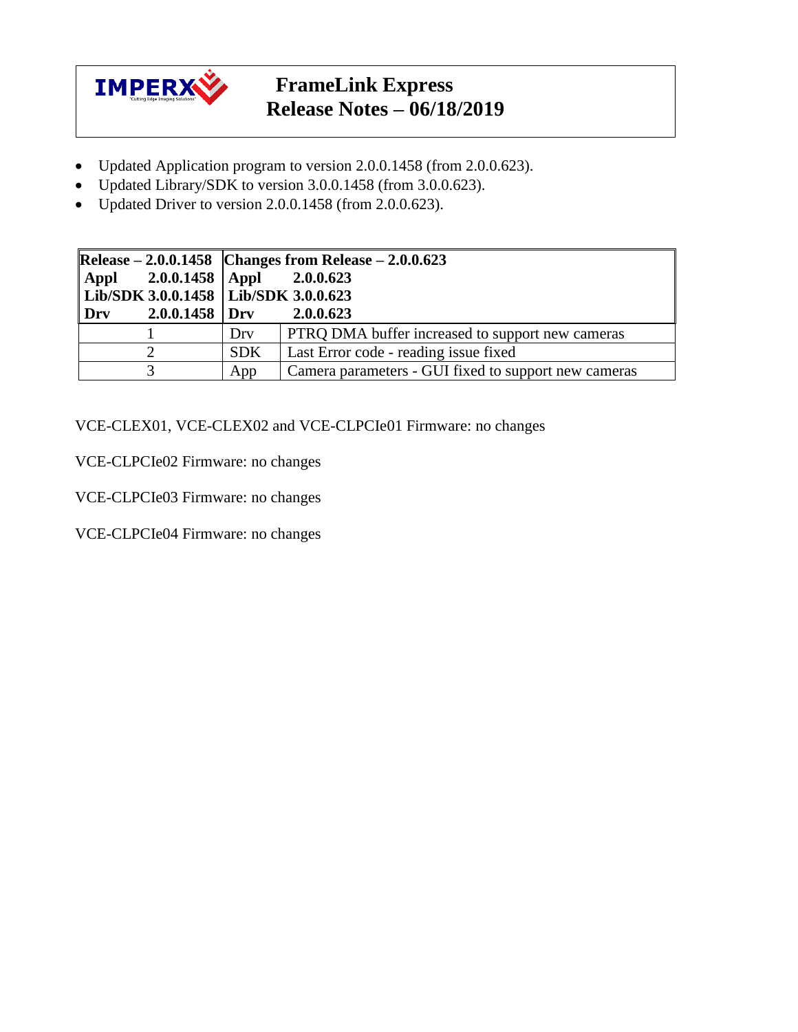# FrameLink Express
## Release Notes – 06/18/2019

- Updated Application program to version 2.0.0.1458 (from 2.0.0.623).
- Updated Library/SDK to version 3.0.0.1458 (from 3.0.0.623).
- Updated Driver to version 2.0.0.1458 (from 2.0.0.623).

| **Release – 2.0.0.1458**<br>**Appl 2.0.0.1458**<br>**Lib/SDK 3.0.0.1458**<br>**Drv 2.0.0.1458** | **Changes from Release – 2.0.0.623**<br>**Appl 2.0.0.623**<br>**Lib/SDK 3.0.0.623**<br>**Drv 2.0.0.623** | |
|---|---|---|
| 1 | Drv | PTRQ DMA buffer increased to support new cameras |
| 2 | SDK | Last Error code - reading issue fixed |
| 3 | App | Camera parameters - GUI fixed to support new cameras |

VCE-CLEX01, VCE-CLEX02 and VCE-CLPCIe01 Firmware: no changes

VCE-CLPCIe02 Firmware: no changes

VCE-CLPCIe03 Firmware: no changes

VCE-CLPCIe04 Firmware: no changes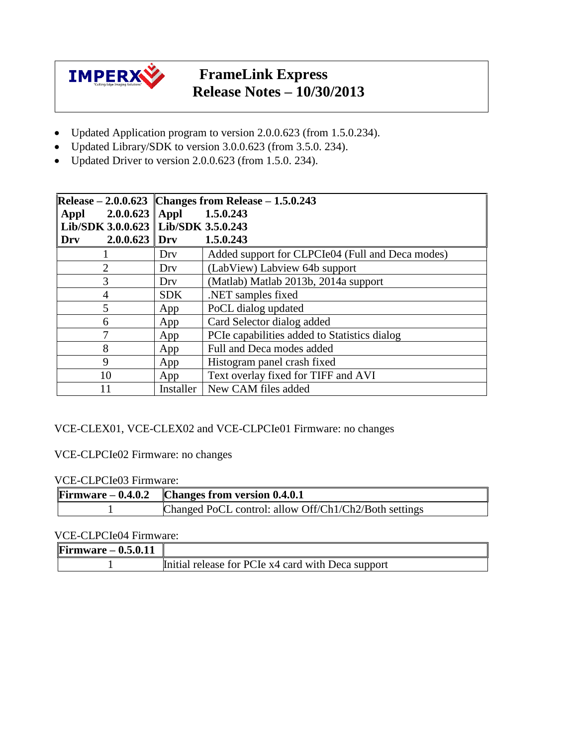# FrameLink Express Release Notes – 10/30/2013

- Updated Application program to version 2.0.0.623 (from 1.5.0.234).
- Updated Library/SDK to version 3.0.0.623 (from 3.5.0. 234).
- Updated Driver to version 2.0.0.623 (from 1.5.0. 234).

| **Release – 2.0.0.623**<br>**Appl 2.0.0.623**<br>**Lib/SDK 3.0.0.623**<br>**Drv 2.0.0.623** | **Changes from Release – 1.5.0.243**<br>**Appl 1.5.0.243**<br>**Lib/SDK 3.5.0.243**<br>**Drv 1.5.0.243** | |
|---|---|---|
| 1 | Drv | Added support for CLPCIe04 (Full and Deca modes) |
| 2 | Drv | (LabView) Labview 64b support |
| 3 | Drv | (Matlab) Matlab 2013b, 2014a support |
| 4 | SDK | .NET samples fixed |
| 5 | App | PoCL dialog updated |
| 6 | App | Card Selector dialog added |
| 7 | App | PCIe capabilities added to Statistics dialog |
| 8 | App | Full and Deca modes added |
| 9 | App | Histogram panel crash fixed |
| 10 | App | Text overlay fixed for TIFF and AVI |
| 11 | Installer | New CAM files added |

VCE-CLEX01, VCE-CLEX02 and VCE-CLPCIe01 Firmware: no changes

VCE-CLPCIe02 Firmware: no changes

VCE-CLPCIe03 Firmware:

| **Firmware – 0.4.0.2** | **Changes from version 0.4.0.1** |
|---|---|
| 1 | Changed PoCL control: allow Off/Ch1/Ch2/Both settings |

VCE-CLPCIe04 Firmware:

| **Firmware – 0.5.0.11** | |
|---|---|
| 1 | Initial release for PCIe x4 card with Deca support |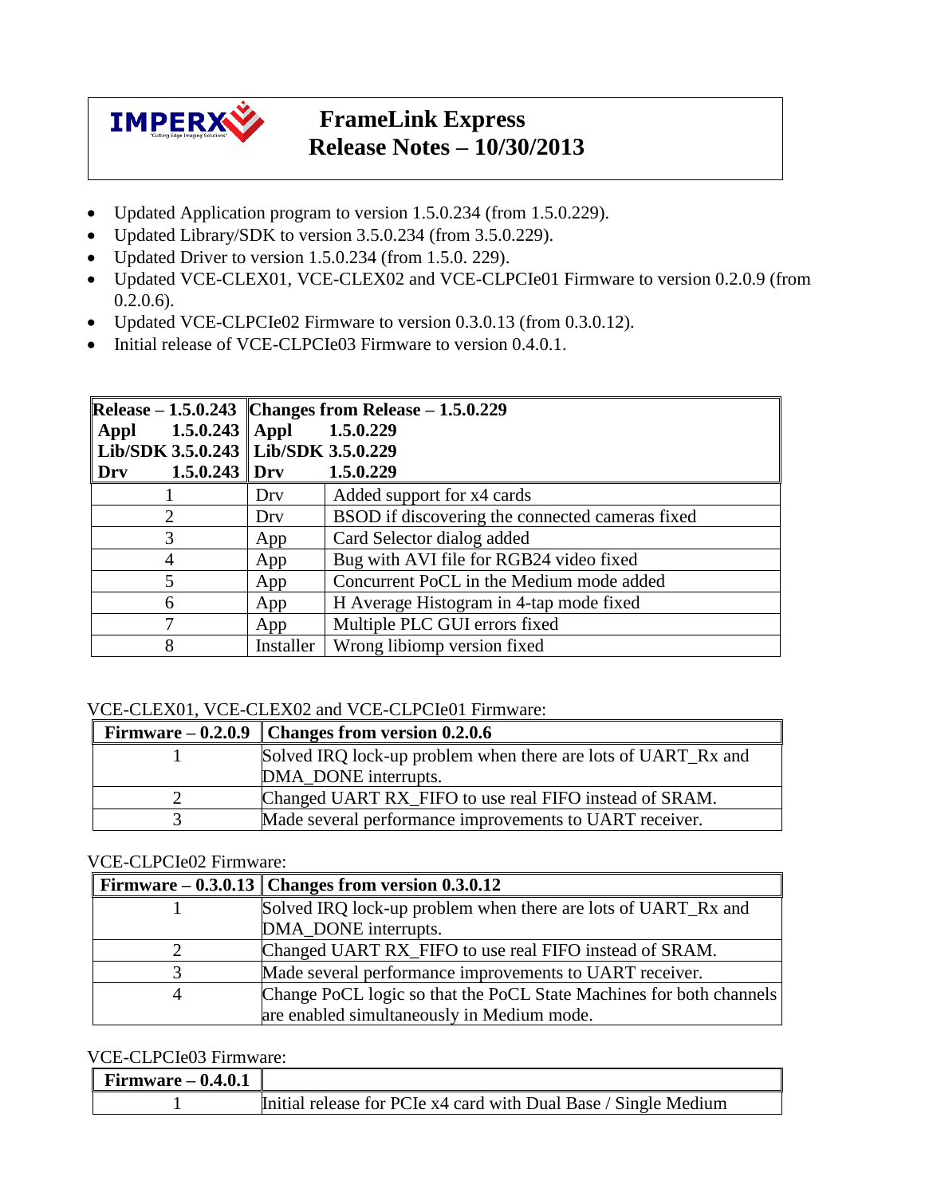# FrameLink Express Release Notes – 10/30/2013

- Updated Application program to version 1.5.0.234 (from 1.5.0.229).
- Updated Library/SDK to version 3.5.0.234 (from 3.5.0.229).
- Updated Driver to version 1.5.0.234 (from 1.5.0. 229).
- Updated VCE-CLEX01, VCE-CLEX02 and VCE-CLPCIe01 Firmware to version 0.2.0.9 (from 0.2.0.6).
- Updated VCE-CLPCIe02 Firmware to version 0.3.0.13 (from 0.3.0.12).
- Initial release of VCE-CLPCIe03 Firmware to version 0.4.0.1.

| **Release – 1.5.0.243**<br>**Appl 1.5.0.243**<br>**Lib/SDK 3.5.0.243**<br>**Drv 1.5.0.243** | **Changes from Release – 1.5.0.229**<br>**Appl 1.5.0.229**<br>**Lib/SDK 3.5.0.229**<br>**Drv 1.5.0.229** | |
|---|---|---|
| 1 | Drv | Added support for x4 cards |
| 2 | Drv | BSOD if discovering the connected cameras fixed |
| 3 | App | Card Selector dialog added |
| 4 | App | Bug with AVI file for RGB24 video fixed |
| 5 | App | Concurrent PoCL in the Medium mode added |
| 6 | App | H Average Histogram in 4-tap mode fixed |
| 7 | App | Multiple PLC GUI errors fixed |
| 8 | Installer | Wrong libiomp version fixed |

VCE-CLEX01, VCE-CLEX02 and VCE-CLPCIe01 Firmware:

| **Firmware – 0.2.0.9** | **Changes from version 0.2.0.6** |
|---|---|
| 1 | Solved IRQ lock-up problem when there are lots of UART_Rx and DMA_DONE interrupts. |
| 2 | Changed UART RX_FIFO to use real FIFO instead of SRAM. |
| 3 | Made several performance improvements to UART receiver. |

VCE-CLPCIe02 Firmware:

| **Firmware – 0.3.0.13** | **Changes from version 0.3.0.12** |
|---|---|
| 1 | Solved IRQ lock-up problem when there are lots of UART_Rx and DMA_DONE interrupts. |
| 2 | Changed UART RX_FIFO to use real FIFO instead of SRAM. |
| 3 | Made several performance improvements to UART receiver. |
| 4 | Change PoCL logic so that the PoCL State Machines for both channels are enabled simultaneously in Medium mode. |

VCE-CLPCIe03 Firmware:

| **Firmware – 0.4.0.1** | |
|---|---|
| 1 | Initial release for PCIe x4 card with Dual Base / Single Medium |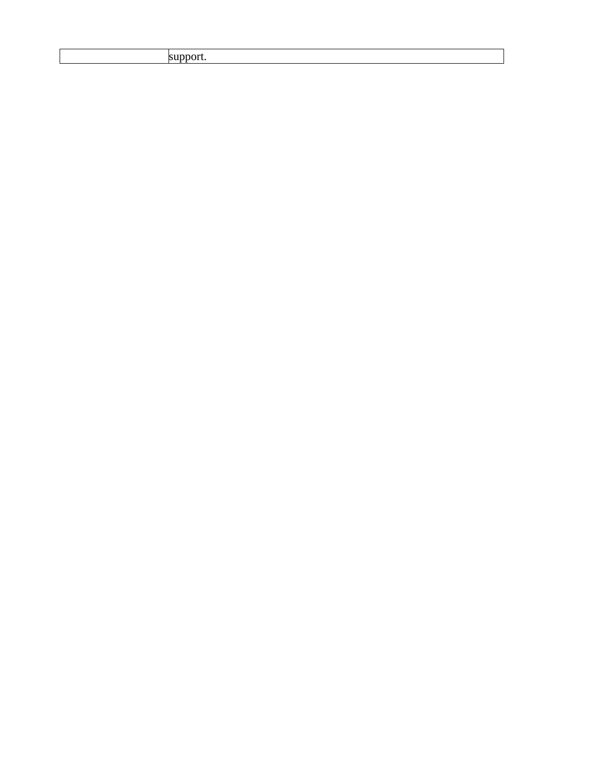| | |
|---|---|
| | support. |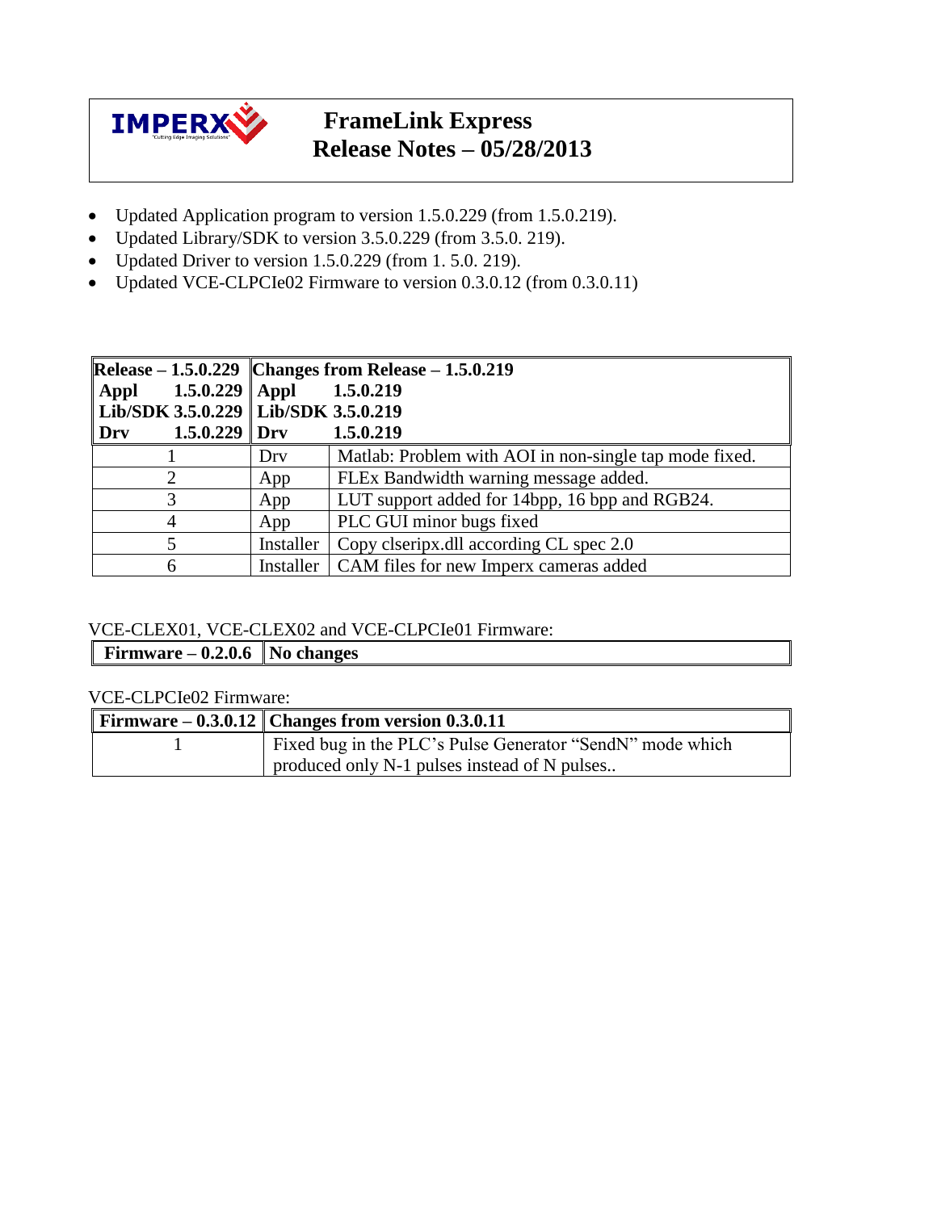# FrameLink Express
## Release Notes – 05/28/2013

- Updated Application program to version 1.5.0.229 (from 1.5.0.219).
- Updated Library/SDK to version 3.5.0.229 (from 3.5.0. 219).
- Updated Driver to version 1.5.0.229 (from 1. 5.0. 219).
- Updated VCE-CLPCIe02 Firmware to version 0.3.0.12 (from 0.3.0.11)

| **Release – 1.5.0.229**<br>**Appl 1.5.0.229**<br>**Lib/SDK 3.5.0.229**<br>**Drv 1.5.0.229** | **Changes from Release – 1.5.0.219**<br>**Appl 1.5.0.219**<br>**Lib/SDK 3.5.0.219**<br>**Drv 1.5.0.219** | |
|---|---|---|
| 1 | Drv | Matlab: Problem with AOI in non-single tap mode fixed. |
| 2 | App | FLEx Bandwidth warning message added. |
| 3 | App | LUT support added for 14bpp, 16 bpp and RGB24. |
| 4 | App | PLC GUI minor bugs fixed |
| 5 | Installer | Copy clseripx.dll according CL spec 2.0 |
| 6 | Installer | CAM files for new Imperx cameras added |

VCE-CLEX01, VCE-CLEX02 and VCE-CLPCIe01 Firmware:

| **Firmware – 0.2.0.6** | **No changes** |
|---|---|

VCE-CLPCIe02 Firmware:

| **Firmware – 0.3.0.12** | **Changes from version 0.3.0.11** |
|---|---|
| 1 | Fixed bug in the PLC's Pulse Generator "SendN" mode which produced only N-1 pulses instead of N pulses.. |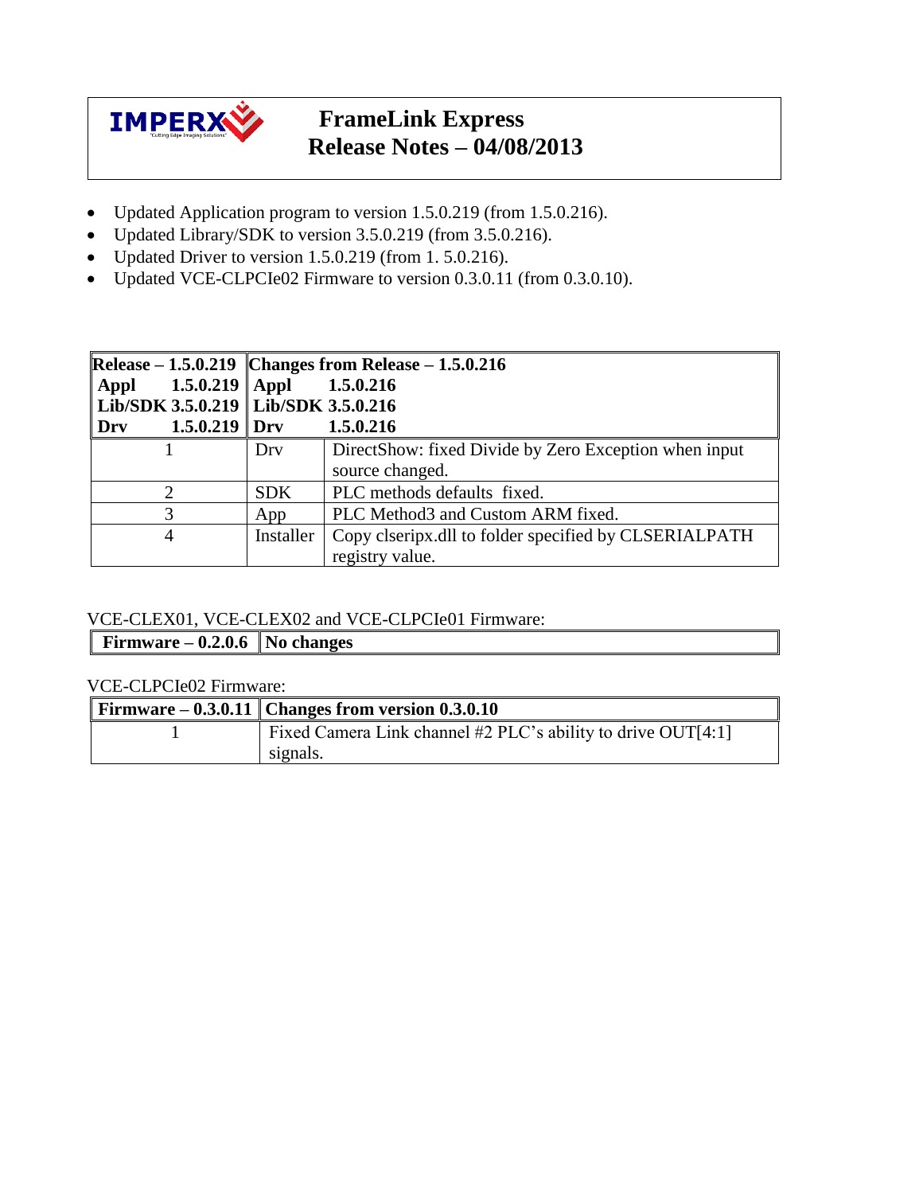# FrameLink Express Release Notes – 04/08/2013

- Updated Application program to version 1.5.0.219 (from 1.5.0.216).
- Updated Library/SDK to version 3.5.0.219 (from 3.5.0.216).
- Updated Driver to version 1.5.0.219 (from 1. 5.0.216).
- Updated VCE-CLPCIe02 Firmware to version 0.3.0.11 (from 0.3.0.10).

| **Release – 1.5.0.219**<br>**Appl 1.5.0.219**<br>**Lib/SDK 3.5.0.219**<br>**Drv 1.5.0.219** | **Changes from Release – 1.5.0.216**<br>**Appl 1.5.0.216**<br>**Lib/SDK 3.5.0.216**<br>**Drv 1.5.0.216** | |
|---|---|---|
| 1 | Drv | DirectShow: fixed Divide by Zero Exception when input source changed. |
| 2 | SDK | PLC methods defaults fixed. |
| 3 | App | PLC Method3 and Custom ARM fixed. |
| 4 | Installer | Copy clseripx.dll to folder specified by CLSERIALPATH registry value. |

VCE-CLEX01, VCE-CLEX02 and VCE-CLPCIe01 Firmware:

| **Firmware – 0.2.0.6** | **No changes** |
|---|---|

VCE-CLPCIe02 Firmware:

| **Firmware – 0.3.0.11** | **Changes from version 0.3.0.10** |
|---|---|
| 1 | Fixed Camera Link channel #2 PLC's ability to drive OUT[4:1] signals. |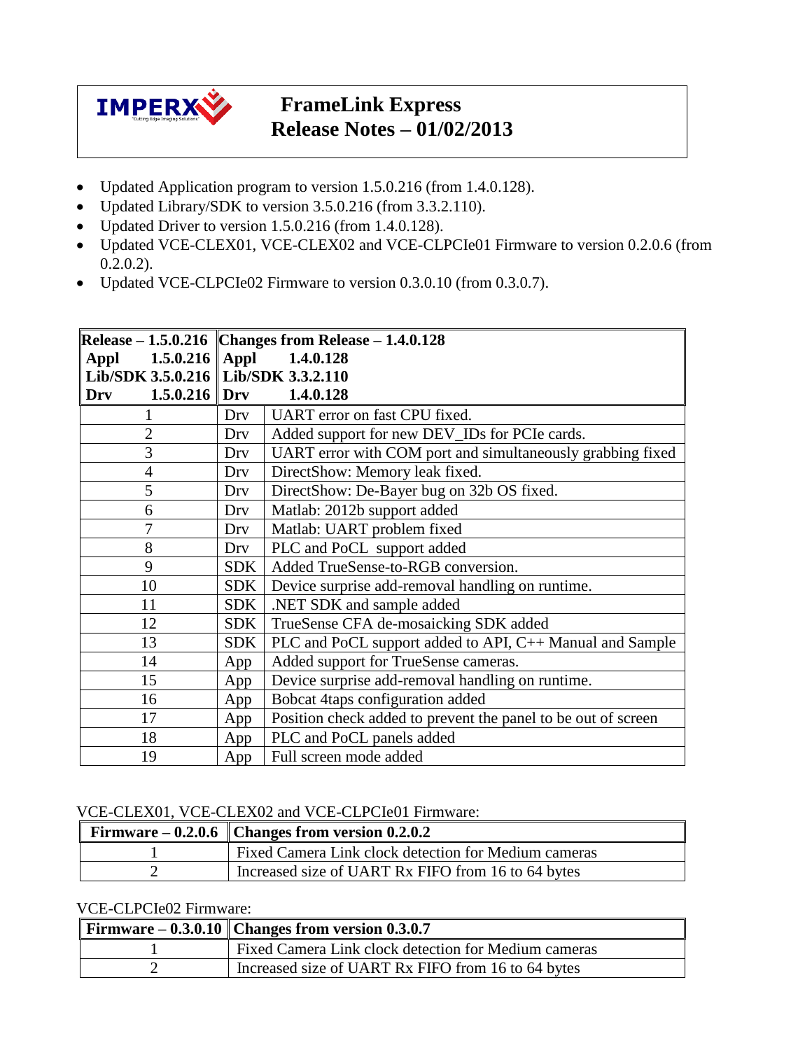# FrameLink Express Release Notes – 01/02/2013

- Updated Application program to version 1.5.0.216 (from 1.4.0.128).
- Updated Library/SDK to version 3.5.0.216 (from 3.3.2.110).
- Updated Driver to version 1.5.0.216 (from 1.4.0.128).
- Updated VCE-CLEX01, VCE-CLEX02 and VCE-CLPCIe01 Firmware to version 0.2.0.6 (from 0.2.0.2).
- Updated VCE-CLPCIe02 Firmware to version 0.3.0.10 (from 0.3.0.7).

| **Release – 1.5.0.216**<br>**Appl 1.5.0.216**<br>**Lib/SDK 3.5.0.216**<br>**Drv 1.5.0.216** | **Changes from Release – 1.4.0.128**<br>**Appl 1.4.0.128**<br>**Lib/SDK 3.3.2.110**<br>**Drv 1.4.0.128** | |
|---|---|---|
| 1 | Drv | UART error on fast CPU fixed. |
| 2 | Drv | Added support for new DEV_IDs for PCIe cards. |
| 3 | Drv | UART error with COM port and simultaneously grabbing fixed |
| 4 | Drv | DirectShow: Memory leak fixed. |
| 5 | Drv | DirectShow: De-Bayer bug on 32b OS fixed. |
| 6 | Drv | Matlab: 2012b support added |
| 7 | Drv | Matlab: UART problem fixed |
| 8 | Drv | PLC and PoCL support added |
| 9 | SDK | Added TrueSense-to-RGB conversion. |
| 10 | SDK | Device surprise add-removal handling on runtime. |
| 11 | SDK | .NET SDK and sample added |
| 12 | SDK | TrueSense CFA de-mosaicking SDK added |
| 13 | SDK | PLC and PoCL support added to API, C++ Manual and Sample |
| 14 | App | Added support for TrueSense cameras. |
| 15 | App | Device surprise add-removal handling on runtime. |
| 16 | App | Bobcat 4taps configuration added |
| 17 | App | Position check added to prevent the panel to be out of screen |
| 18 | App | PLC and PoCL panels added |
| 19 | App | Full screen mode added |

VCE-CLEX01, VCE-CLEX02 and VCE-CLPCIe01 Firmware:

| **Firmware – 0.2.0.6** | **Changes from version 0.2.0.2** |
|---|---|
| 1 | Fixed Camera Link clock detection for Medium cameras |
| 2 | Increased size of UART Rx FIFO from 16 to 64 bytes |

VCE-CLPCIe02 Firmware:

| **Firmware – 0.3.0.10** | **Changes from version 0.3.0.7** |
|---|---|
| 1 | Fixed Camera Link clock detection for Medium cameras |
| 2 | Increased size of UART Rx FIFO from 16 to 64 bytes |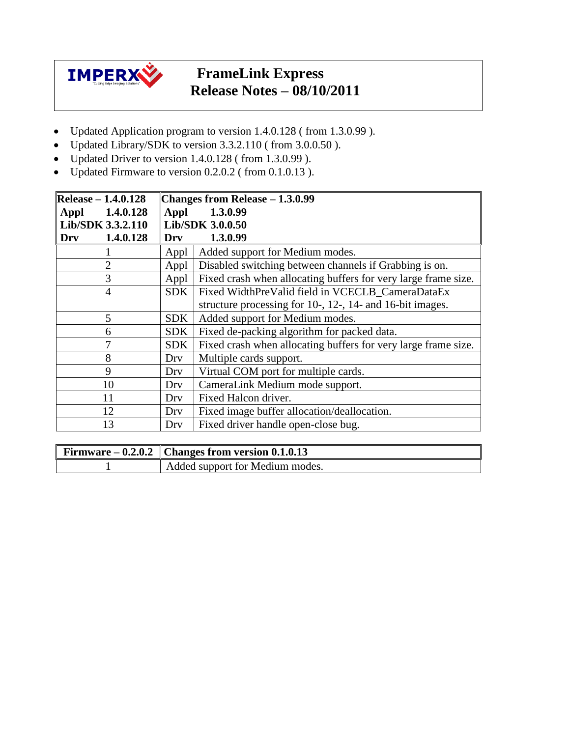# FrameLink Express Release Notes – 08/10/2011

- Updated Application program to version 1.4.0.128 ( from 1.3.0.99 ).
- Updated Library/SDK to version 3.3.2.110 ( from 3.0.0.50 ).
- Updated Driver to version 1.4.0.128 ( from 1.3.0.99 ).
- Updated Firmware to version 0.2.0.2 ( from 0.1.0.13 ).

| **Release – 1.4.0.128**<br>**Appl 1.4.0.128**<br>**Lib/SDK 3.3.2.110**<br>**Drv 1.4.0.128** | **Changes from Release – 1.3.0.99**<br>**Appl 1.3.0.99**<br>**Lib/SDK 3.0.0.50**<br>**Drv 1.3.0.99** | |
|---|---|---|
| 1 | Appl | Added support for Medium modes. |
| 2 | Appl | Disabled switching between channels if Grabbing is on. |
| 3 | Appl | Fixed crash when allocating buffers for very large frame size. |
| 4 | SDK | Fixed WidthPreValid field in VCECLB_CameraDataEx structure processing for 10-, 12-, 14- and 16-bit images. |
| 5 | SDK | Added support for Medium modes. |
| 6 | SDK | Fixed de-packing algorithm for packed data. |
| 7 | SDK | Fixed crash when allocating buffers for very large frame size. |
| 8 | Drv | Multiple cards support. |
| 9 | Drv | Virtual COM port for multiple cards. |
| 10 | Drv | CameraLink Medium mode support. |
| 11 | Drv | Fixed Halcon driver. |
| 12 | Drv | Fixed image buffer allocation/deallocation. |
| 13 | Drv | Fixed driver handle open-close bug. |

| **Firmware – 0.2.0.2** | **Changes from version 0.1.0.13** |
|---|---|
| 1 | Added support for Medium modes. |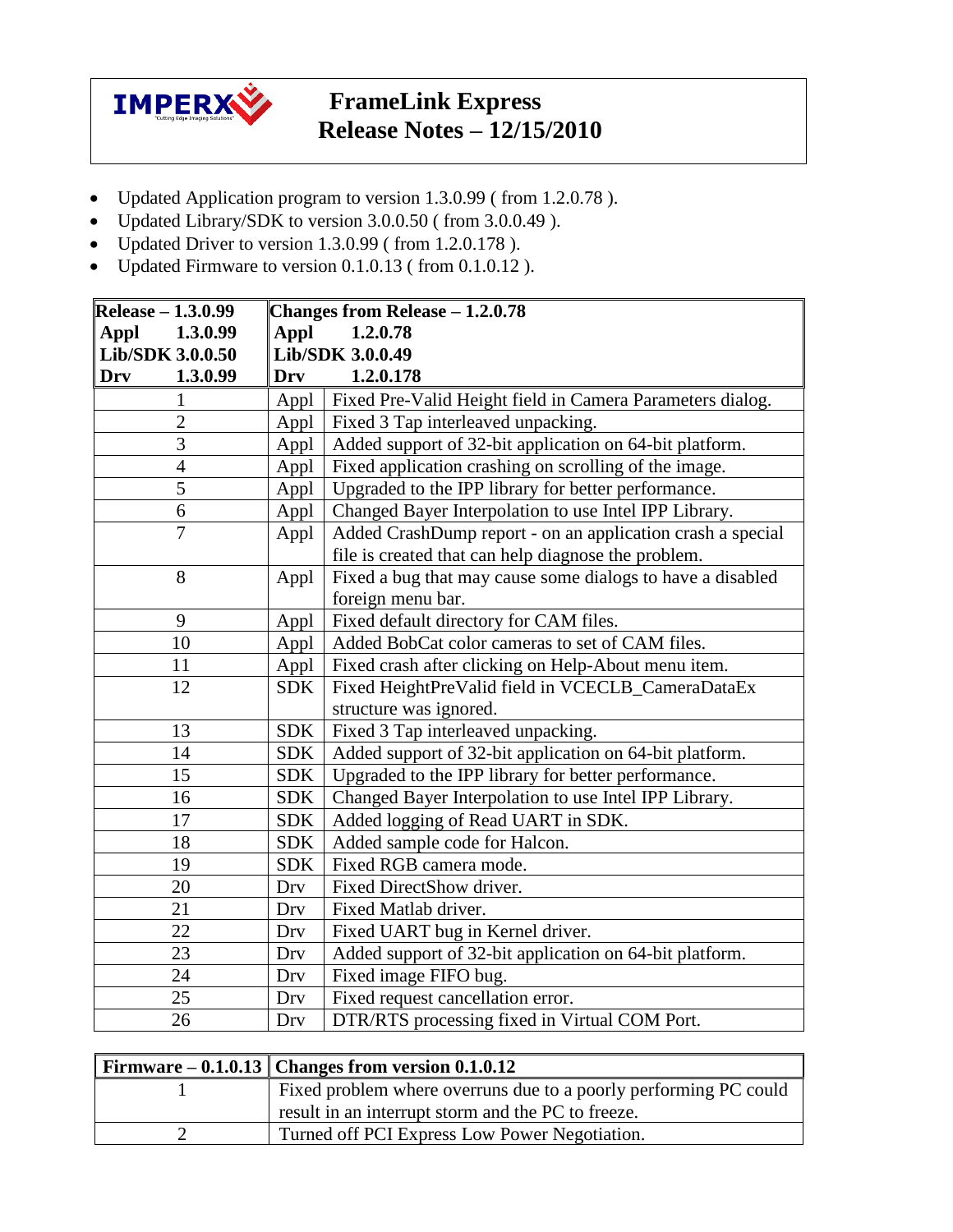# FrameLink Express
## Release Notes – 12/15/2010

- Updated Application program to version 1.3.0.99 ( from 1.2.0.78 ).
- Updated Library/SDK to version 3.0.0.50 ( from 3.0.0.49 ).
- Updated Driver to version 1.3.0.99 ( from 1.2.0.178 ).
- Updated Firmware to version 0.1.0.13 ( from 0.1.0.12 ).

| **Release – 1.3.0.99**<br>**Appl 1.3.0.99**<br>**Lib/SDK 3.0.0.50**<br>**Drv 1.3.0.99** | **Changes from Release – 1.2.0.78**<br>**Appl 1.2.0.78**<br>**Lib/SDK 3.0.0.49**<br>**Drv 1.2.0.178** | |
|---|---|---|
| 1 | Appl | Fixed Pre-Valid Height field in Camera Parameters dialog. |
| 2 | Appl | Fixed 3 Tap interleaved unpacking. |
| 3 | Appl | Added support of 32-bit application on 64-bit platform. |
| 4 | Appl | Fixed application crashing on scrolling of the image. |
| 5 | Appl | Upgraded to the IPP library for better performance. |
| 6 | Appl | Changed Bayer Interpolation to use Intel IPP Library. |
| 7 | Appl | Added CrashDump report - on an application crash a special file is created that can help diagnose the problem. |
| 8 | Appl | Fixed a bug that may cause some dialogs to have a disabled foreign menu bar. |
| 9 | Appl | Fixed default directory for CAM files. |
| 10 | Appl | Added BobCat color cameras to set of CAM files. |
| 11 | Appl | Fixed crash after clicking on Help-About menu item. |
| 12 | SDK | Fixed HeightPreValid field in VCECLB_CameraDataEx structure was ignored. |
| 13 | SDK | Fixed 3 Tap interleaved unpacking. |
| 14 | SDK | Added support of 32-bit application on 64-bit platform. |
| 15 | SDK | Upgraded to the IPP library for better performance. |
| 16 | SDK | Changed Bayer Interpolation to use Intel IPP Library. |
| 17 | SDK | Added logging of Read UART in SDK. |
| 18 | SDK | Added sample code for Halcon. |
| 19 | SDK | Fixed RGB camera mode. |
| 20 | Drv | Fixed DirectShow driver. |
| 21 | Drv | Fixed Matlab driver. |
| 22 | Drv | Fixed UART bug in Kernel driver. |
| 23 | Drv | Added support of 32-bit application on 64-bit platform. |
| 24 | Drv | Fixed image FIFO bug. |
| 25 | Drv | Fixed request cancellation error. |
| 26 | Drv | DTR/RTS processing fixed in Virtual COM Port. |

| **Firmware – 0.1.0.13** | **Changes from version 0.1.0.12** |
|---|---|
| 1 | Fixed problem where overruns due to a poorly performing PC could result in an interrupt storm and the PC to freeze. |
| 2 | Turned off PCI Express Low Power Negotiation. |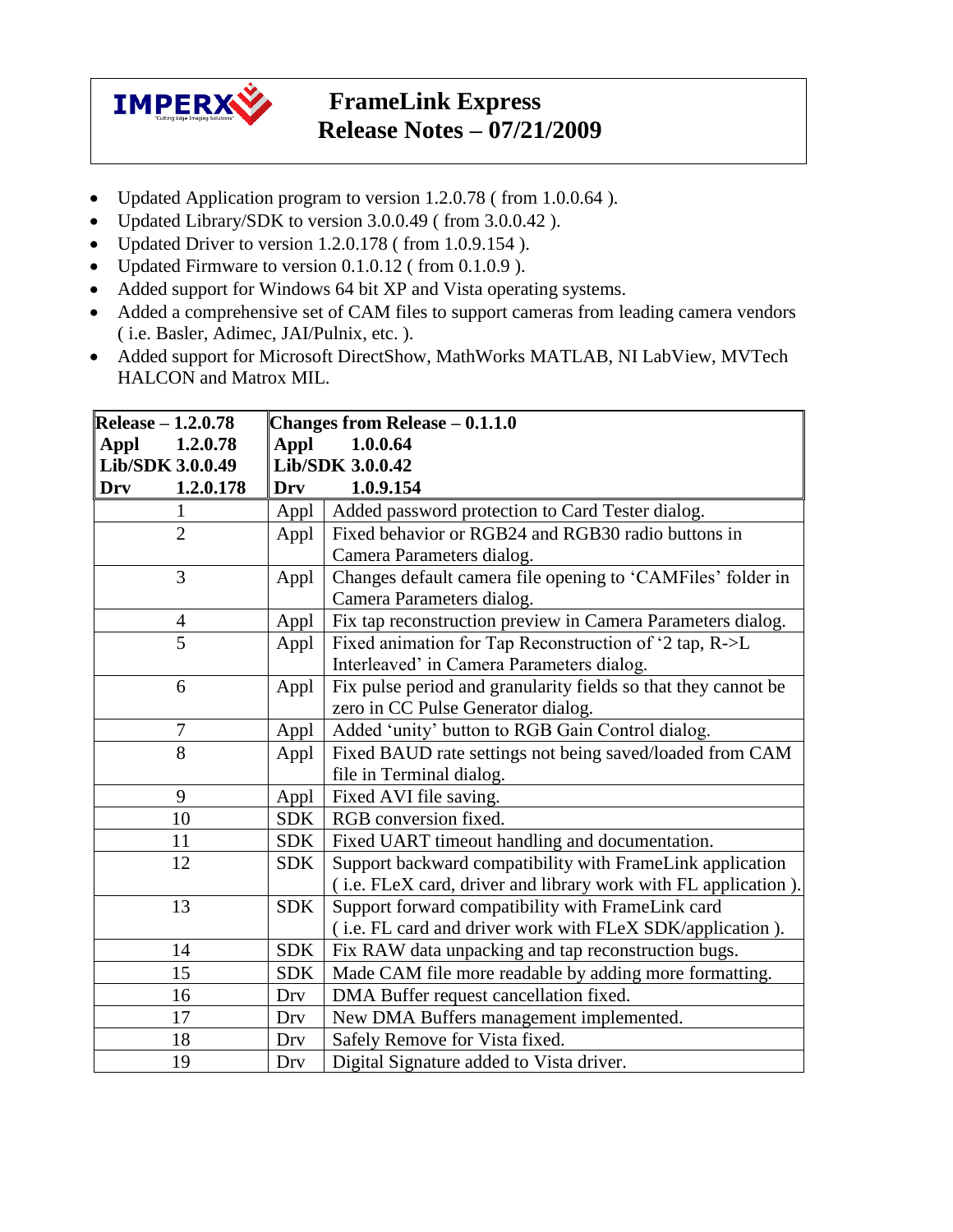# FrameLink Express
# Release Notes – 07/21/2009

- Updated Application program to version 1.2.0.78 ( from 1.0.0.64 ).
- Updated Library/SDK to version 3.0.0.49 ( from 3.0.0.42 ).
- Updated Driver to version 1.2.0.178 ( from 1.0.9.154 ).
- Updated Firmware to version 0.1.0.12 ( from 0.1.0.9 ).
- Added support for Windows 64 bit XP and Vista operating systems.
- Added a comprehensive set of CAM files to support cameras from leading camera vendors ( i.e. Basler, Adimec, JAI/Pulnix, etc. ).
- Added support for Microsoft DirectShow, MathWorks MATLAB, NI LabView, MVTech HALCON and Matrox MIL.

| **Release – 1.2.0.78**<br>**Appl 1.2.0.78**<br>**Lib/SDK 3.0.0.49**<br>**Drv 1.2.0.178** | **Changes from Release – 0.1.1.0**<br>**Appl 1.0.0.64**<br>**Lib/SDK 3.0.0.42**<br>**Drv 1.0.9.154** | |
|---|---|---|
| 1 | Appl | Added password protection to Card Tester dialog. |
| 2 | Appl | Fixed behavior or RGB24 and RGB30 radio buttons in Camera Parameters dialog. |
| 3 | Appl | Changes default camera file opening to 'CAMFiles' folder in Camera Parameters dialog. |
| 4 | Appl | Fix tap reconstruction preview in Camera Parameters dialog. |
| 5 | Appl | Fixed animation for Tap Reconstruction of '2 tap, R->L Interleaved' in Camera Parameters dialog. |
| 6 | Appl | Fix pulse period and granularity fields so that they cannot be zero in CC Pulse Generator dialog. |
| 7 | Appl | Added 'unity' button to RGB Gain Control dialog. |
| 8 | Appl | Fixed BAUD rate settings not being saved/loaded from CAM file in Terminal dialog. |
| 9 | Appl | Fixed AVI file saving. |
| 10 | SDK | RGB conversion fixed. |
| 11 | SDK | Fixed UART timeout handling and documentation. |
| 12 | SDK | Support backward compatibility with FrameLink application ( i.e. FLeX card, driver and library work with FL application ). |
| 13 | SDK | Support forward compatibility with FrameLink card ( i.e. FL card and driver work with FLeX SDK/application ). |
| 14 | SDK | Fix RAW data unpacking and tap reconstruction bugs. |
| 15 | SDK | Made CAM file more readable by adding more formatting. |
| 16 | Drv | DMA Buffer request cancellation fixed. |
| 17 | Drv | New DMA Buffers management implemented. |
| 18 | Drv | Safely Remove for Vista fixed. |
| 19 | Drv | Digital Signature added to Vista driver. |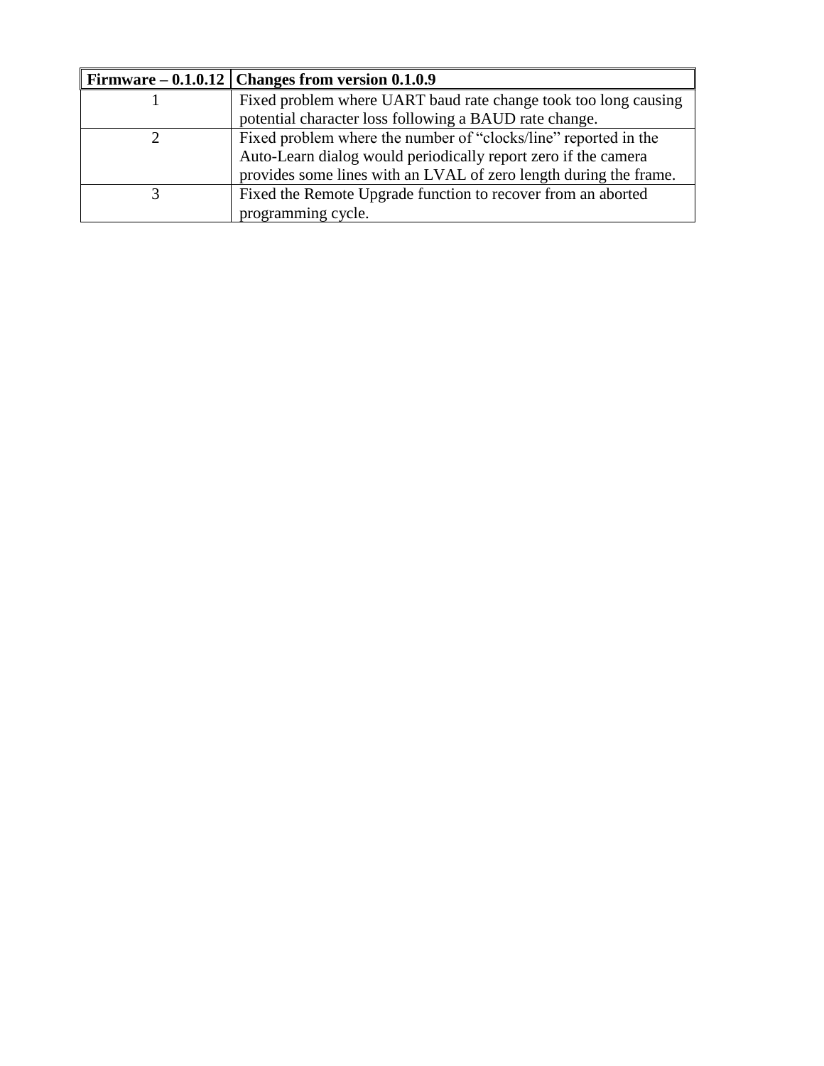| **Firmware – 0.1.0.12** | **Changes from version 0.1.0.9** |
| --- | --- |
| 1 | Fixed problem where UART baud rate change took too long causing potential character loss following a BAUD rate change. |
| 2 | Fixed problem where the number of "clocks/line" reported in the Auto-Learn dialog would periodically report zero if the camera provides some lines with an LVAL of zero length during the frame. |
| 3 | Fixed the Remote Upgrade function to recover from an aborted programming cycle. |